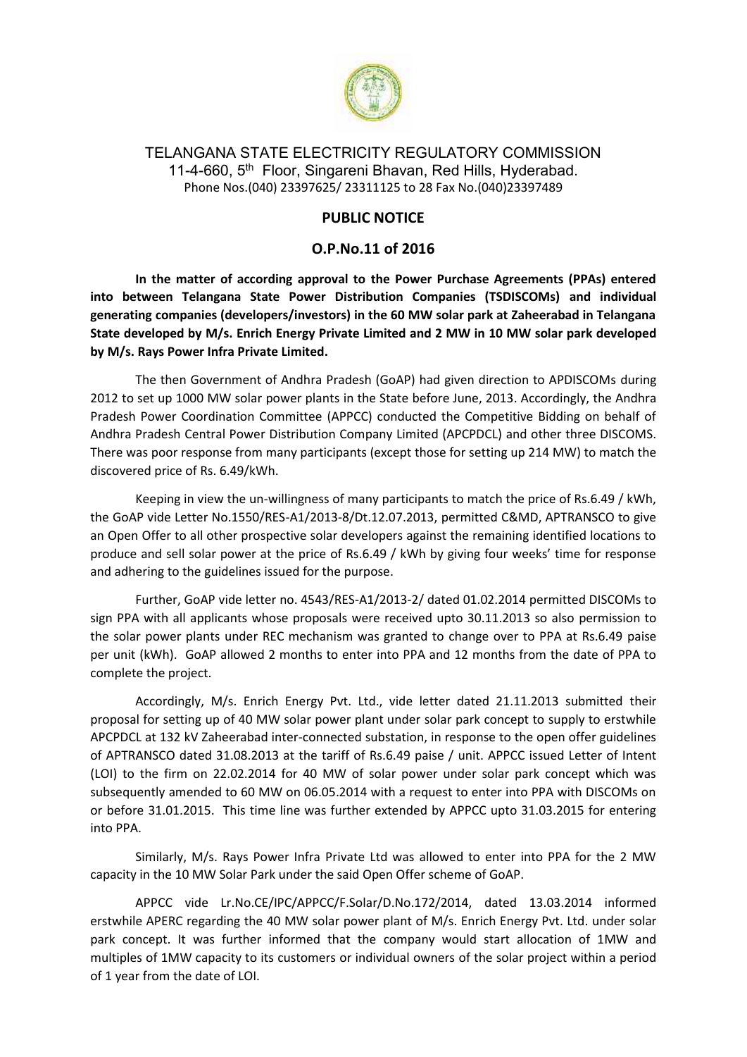# TELANGANA STATE ELECTRICITY REGULATORY COMMISSION

11-4-660, 5th Floor, Singareni Bhavan, Red Hills, Hyderabad.
Phone Nos.(040) 23397625/ 23311125 to 28 Fax No.(040)23397489

## PUBLIC NOTICE

## O.P.No.11 of 2016

**In the matter of according approval to the Power Purchase Agreements (PPAs) entered into between Telangana State Power Distribution Companies (TSDISCOMs) and individual generating companies (developers/investors) in the 60 MW solar park at Zaheerabad in Telangana State developed by M/s. Enrich Energy Private Limited and 2 MW in 10 MW solar park developed by M/s. Rays Power Infra Private Limited.**

The then Government of Andhra Pradesh (GoAP) had given direction to APDISCOMs during 2012 to set up 1000 MW solar power plants in the State before June, 2013. Accordingly, the Andhra Pradesh Power Coordination Committee (APPCC) conducted the Competitive Bidding on behalf of Andhra Pradesh Central Power Distribution Company Limited (APCPDCL) and other three DISCOMS. There was poor response from many participants (except those for setting up 214 MW) to match the discovered price of Rs. 6.49/kWh.

Keeping in view the un-willingness of many participants to match the price of Rs.6.49 / kWh, the GoAP vide Letter No.1550/RES-A1/2013-8/Dt.12.07.2013, permitted C&MD, APTRANSCO to give an Open Offer to all other prospective solar developers against the remaining identified locations to produce and sell solar power at the price of Rs.6.49 / kWh by giving four weeks' time for response and adhering to the guidelines issued for the purpose.

Further, GoAP vide letter no. 4543/RES-A1/2013-2/ dated 01.02.2014 permitted DISCOMs to sign PPA with all applicants whose proposals were received upto 30.11.2013 so also permission to the solar power plants under REC mechanism was granted to change over to PPA at Rs.6.49 paise per unit (kWh). GoAP allowed 2 months to enter into PPA and 12 months from the date of PPA to complete the project.

Accordingly, M/s. Enrich Energy Pvt. Ltd., vide letter dated 21.11.2013 submitted their proposal for setting up of 40 MW solar power plant under solar park concept to supply to erstwhile APCPDCL at 132 kV Zaheerabad inter-connected substation, in response to the open offer guidelines of APTRANSCO dated 31.08.2013 at the tariff of Rs.6.49 paise / unit. APPCC issued Letter of Intent (LOI) to the firm on 22.02.2014 for 40 MW of solar power under solar park concept which was subsequently amended to 60 MW on 06.05.2014 with a request to enter into PPA with DISCOMs on or before 31.01.2015. This time line was further extended by APPCC upto 31.03.2015 for entering into PPA.

Similarly, M/s. Rays Power Infra Private Ltd was allowed to enter into PPA for the 2 MW capacity in the 10 MW Solar Park under the said Open Offer scheme of GoAP.

APPCC vide Lr.No.CE/IPC/APPCC/F.Solar/D.No.172/2014, dated 13.03.2014 informed erstwhile APERC regarding the 40 MW solar power plant of M/s. Enrich Energy Pvt. Ltd. under solar park concept. It was further informed that the company would start allocation of 1MW and multiples of 1MW capacity to its customers or individual owners of the solar project within a period of 1 year from the date of LOI.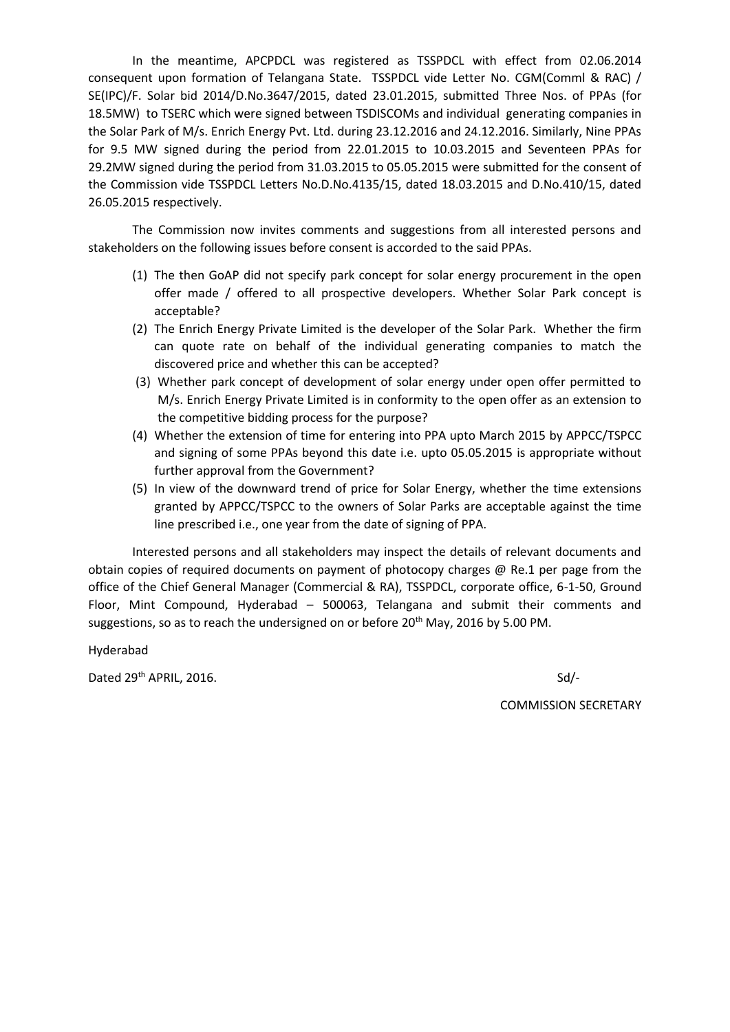In the meantime, APCPDCL was registered as TSSPDCL with effect from 02.06.2014 consequent upon formation of Telangana State. TSSPDCL vide Letter No. CGM(Comml & RAC) / SE(IPC)/F. Solar bid 2014/D.No.3647/2015, dated 23.01.2015, submitted Three Nos. of PPAs (for 18.5MW) to TSERC which were signed between TSDISCOMs and individual generating companies in the Solar Park of M/s. Enrich Energy Pvt. Ltd. during 23.12.2016 and 24.12.2016. Similarly, Nine PPAs for 9.5 MW signed during the period from 22.01.2015 to 10.03.2015 and Seventeen PPAs for 29.2MW signed during the period from 31.03.2015 to 05.05.2015 were submitted for the consent of the Commission vide TSSPDCL Letters No.D.No.4135/15, dated 18.03.2015 and D.No.410/15, dated 26.05.2015 respectively.

The Commission now invites comments and suggestions from all interested persons and stakeholders on the following issues before consent is accorded to the said PPAs.

(1) The then GoAP did not specify park concept for solar energy procurement in the open offer made / offered to all prospective developers. Whether Solar Park concept is acceptable?

(2) The Enrich Energy Private Limited is the developer of the Solar Park. Whether the firm can quote rate on behalf of the individual generating companies to match the discovered price and whether this can be accepted?

(3) Whether park concept of development of solar energy under open offer permitted to M/s. Enrich Energy Private Limited is in conformity to the open offer as an extension to the competitive bidding process for the purpose?

(4) Whether the extension of time for entering into PPA upto March 2015 by APPCC/TSPCC and signing of some PPAs beyond this date i.e. upto 05.05.2015 is appropriate without further approval from the Government?

(5) In view of the downward trend of price for Solar Energy, whether the time extensions granted by APPCC/TSPCC to the owners of Solar Parks are acceptable against the time line prescribed i.e., one year from the date of signing of PPA.

Interested persons and all stakeholders may inspect the details of relevant documents and obtain copies of required documents on payment of photocopy charges @ Re.1 per page from the office of the Chief General Manager (Commercial & RA), TSSPDCL, corporate office, 6-1-50, Ground Floor, Mint Compound, Hyderabad – 500063, Telangana and submit their comments and suggestions, so as to reach the undersigned on or before 20th May, 2016 by 5.00 PM.

Hyderabad

Dated 29th APRIL, 2016.

Sd/-

COMMISSION SECRETARY